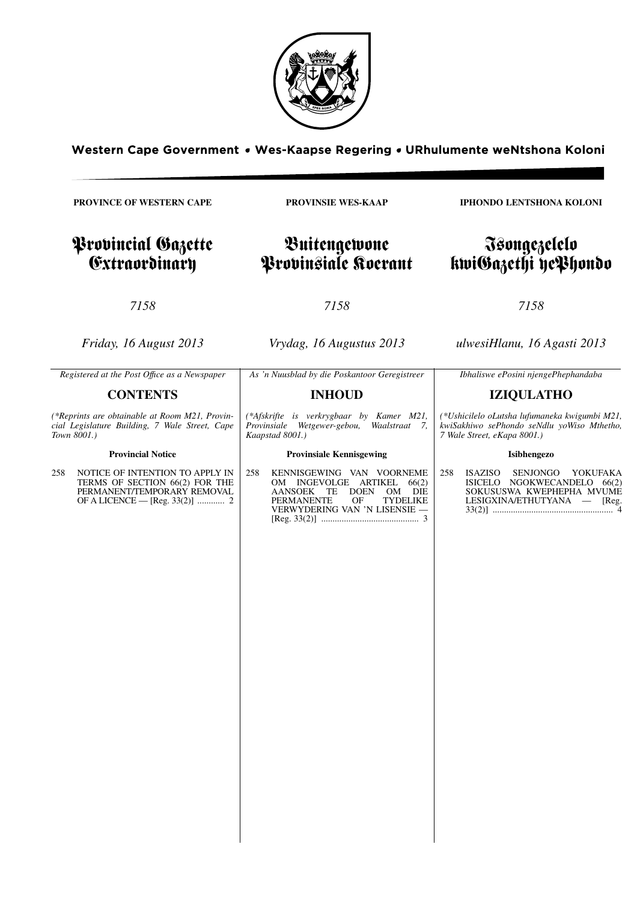Western Cape Government • Wes-Kaapse Regering • URhulumente weNtshona Koloni

**PROVINCE OF WESTERN CAPE**

# Provincial Gazette Extraordinary

*7158*

*Friday, 16 August 2013*

*Registered at the Post Office as a Newspaper*

## CONTENTS

*(\*Reprints are obtainable at Room M21, Provincial Legislature Building, 7 Wale Street, Cape Town 8001.)*

**Provincial Notice**

258 NOTICE OF INTENTION TO APPLY IN TERMS OF SECTION 66(2) FOR THE PERMANENT/TEMPORARY REMOVAL OF A LICENCE — [Reg. 33(2)] ............ 2

**PROVINSIE WES-KAAP**

# Buitengewone Provinsiale Koerant

*7158*

*Vrydag, 16 Augustus 2013*

*As 'n Nuusblad by die Poskantoor Geregistreer*

## INHOUD

*(\*Afskrifte is verkrygbaar by Kamer M21, Provinsiale Wetgewer-gebou, Waalstraat 7, Kaapstad 8001.)*

**Provinsiale Kennisgewing**

258 KENNISGEWING VAN VOORNEME OM INGEVOLGE ARTIKEL 66(2) AANSOEK TE DOEN OM DIE PERMANENTE OF TYDELIKE VERWYDERING VAN 'N LISENSIE — [Reg. 33(2)] ........................................... 3

**IPHONDO LENTSHONA KOLONI**

# Isongezelelo kwiGazethi yePhondo

*7158*

*ulwesiHlanu, 16 Agasti 2013*

*Ibhaliswe ePosini njengePhephandaba*

## IZIQULATHO

*(\*Ushicilelo oLutsha lufumaneka kwigumbi M21, kwiSakhiwo sePhondo seNdlu yoWiso Mthetho, 7 Wale Street, eKapa 8001.)*

**Isibhengezo**

258 ISAZISO SENJONGO YOKUFAKA ISICELO NGOKWECANDELO 66(2) SOKUSUSWA KWEPHEPHA MVUME LESIGXINA/ETHUTYANA — [Reg. 33(2)] ..................................................... 4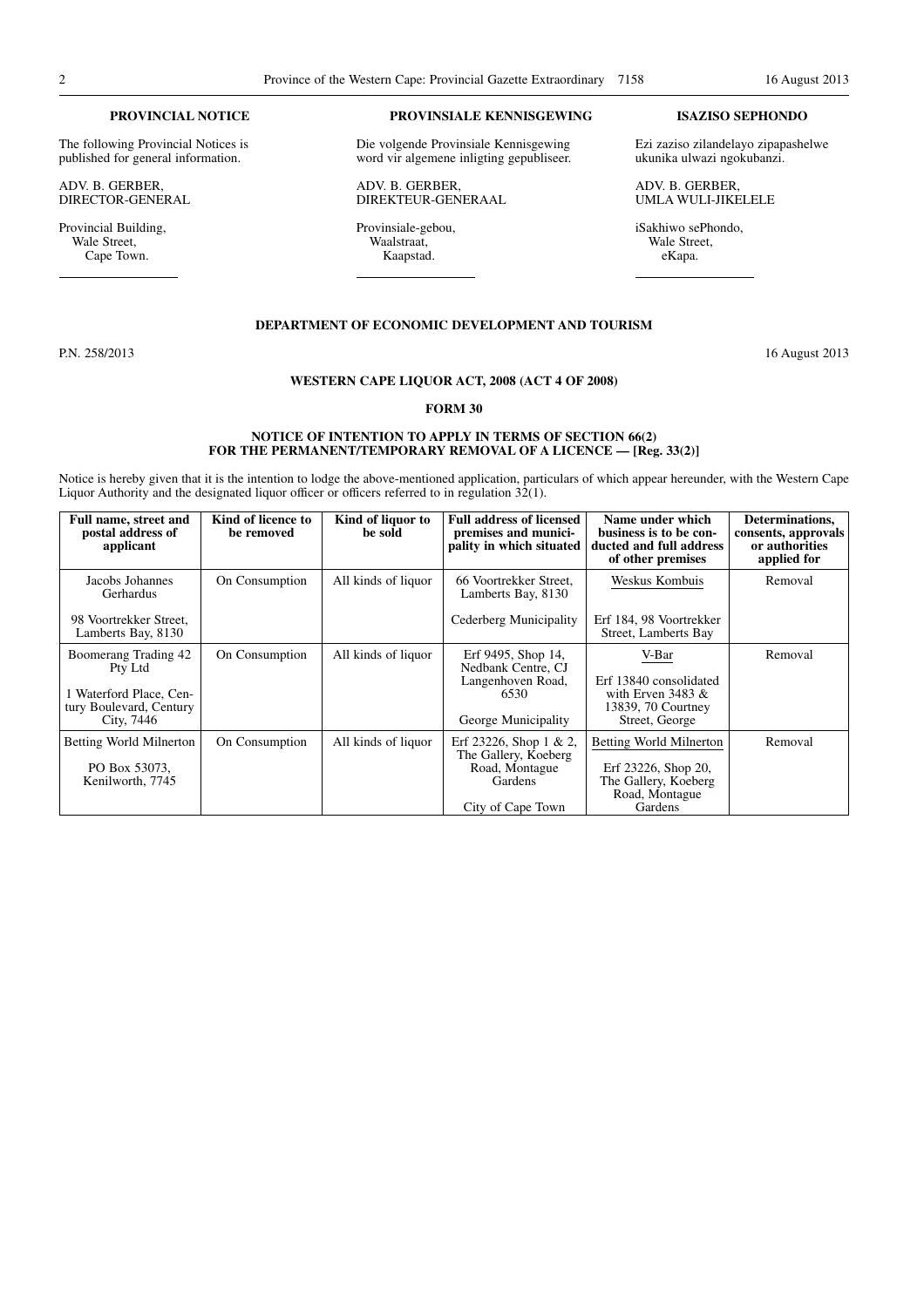**PROVINCIAL NOTICE**

The following Provincial Notices is published for general information.

ADV. B. GERBER,
DIRECTOR-GENERAL

Provincial Building,
Wale Street,
Cape Town.

**PROVINSIALE KENNISGEWING**

Die volgende Provinsiale Kennisgewing word vir algemene inligting gepubliseer.

ADV. B. GERBER,
DIREKTEUR-GENERAAL

Provinsiale-gebou,
Waalstraat,
Kaapstad.

**ISAZISO SEPHONDO**

Ezi zaziso zilandelayo zipapashelwe ukunika ulwazi ngokubanzi.

ADV. B. GERBER,
UMLA WULI-JIKELELE

iSakhiwo sePhondo,
Wale Street,
eKapa.

## DEPARTMENT OF ECONOMIC DEVELOPMENT AND TOURISM

P.N. 258/2013 16 August 2013

### WESTERN CAPE LIQUOR ACT, 2008 (ACT 4 OF 2008)

### FORM 30

### NOTICE OF INTENTION TO APPLY IN TERMS OF SECTION 66(2) FOR THE PERMANENT/TEMPORARY REMOVAL OF A LICENCE — [Reg. 33(2)]

Notice is hereby given that it is the intention to lodge the above-mentioned application, particulars of which appear hereunder, with the Western Cape Liquor Authority and the designated liquor officer or officers referred to in regulation 32(1).

| Full name, street and postal address of applicant | Kind of licence to be removed | Kind of liquor to be sold | Full address of licensed premises and municipality in which situated | Name under which business is to be conducted and full address of other premises | Determinations, consents, approvals or authorities applied for |
|---|---|---|---|---|---|
| Jacobs Johannes Gerhardus<br><br>98 Voortrekker Street, Lamberts Bay, 8130 | On Consumption | All kinds of liquor | 66 Voortrekker Street, Lamberts Bay, 8130<br><br>Cederberg Municipality | Weskus Kombuis<br><br>Erf 184, 98 Voortrekker Street, Lamberts Bay | Removal |
| Boomerang Trading 42 Pty Ltd<br><br>1 Waterford Place, Century Boulevard, Century City, 7446 | On Consumption | All kinds of liquor | Erf 9495, Shop 14, Nedbank Centre, CJ Langenhoven Road, 6530<br><br>George Municipality | V-Bar<br><br>Erf 13840 consolidated with Erven 3483 & 13839, 70 Courtney Street, George | Removal |
| Betting World Milnerton<br><br>PO Box 53073, Kenilworth, 7745 | On Consumption | All kinds of liquor | Erf 23226, Shop 1 & 2, The Gallery, Koeberg Road, Montague Gardens<br><br>City of Cape Town | Betting World Milnerton<br><br>Erf 23226, Shop 20, The Gallery, Koeberg Road, Montague Gardens | Removal |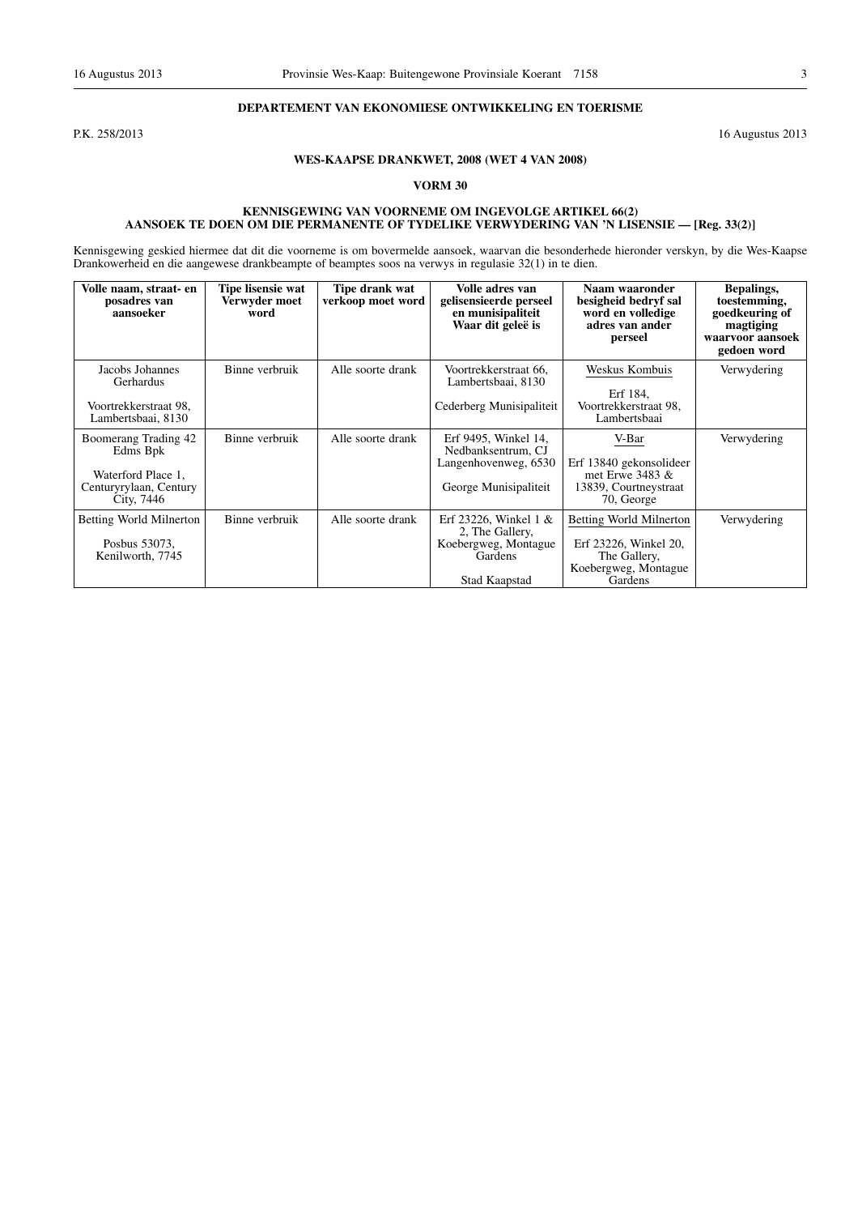## DEPARTEMENT VAN EKONOMIESE ONTWIKKELING EN TOERISME

P.K. 258/2013

16 Augustus 2013

### WES-KAAPSE DRANKWET, 2008 (WET 4 VAN 2008)

### VORM 30

### KENNISGEWING VAN VOORNEME OM INGEVOLGE ARTIKEL 66(2) AANSOEK TE DOEN OM DIE PERMANENTE OF TYDELIKE VERWYDERING VAN 'N LISENSIE — [Reg. 33(2)]

Kennisgewing geskied hiermee dat dit die voorneme is om bovermelde aansoek, waarvan die besonderhede hieronder verskyn, by die Wes-Kaapse Drankowerheid en die aangewese drankbeampte of beamptes soos na verwys in regulasie 32(1) in te dien.

| Volle naam, straat- en posadres van aansoeker | Tipe lisensie wat Verwyder moet word | Tipe drank wat verkoop moet word | Volle adres van gelisensieerde perseel en munisipaliteit Waar dit geleë is | Naam waaronder besigheid bedryf sal word en volledige adres van ander perseel | Bepalings, toestemming, goedkeuring of magtiging waarvoor aansoek gedoen word |
|---|---|---|---|---|---|
| Jacobs Johannes Gerhardus<br><br>Voortrekkerstraat 98, Lambertsbaai, 8130 | Binne verbruik | Alle soorte drank | Voortrekkerstraat 66, Lambertsbaai, 8130<br><br>Cederberg Munisipaliteit | Weskus Kombuis<br><br>Erf 184, Voortrekkerstraat 98, Lambertsbaai | Verwydering |
| Boomerang Trading 42 Edms Bpk<br><br>Waterford Place 1, Centuryrylaan, Century City, 7446 | Binne verbruik | Alle soorte drank | Erf 9495, Winkel 14, Nedbanksentrum, CJ Langenhovenweg, 6530<br><br>George Munisipaliteit | V-Bar<br><br>Erf 13840 gekonsolideer met Erwe 3483 & 13839, Courtneystraat 70, George | Verwydering |
| Betting World Milnerton<br><br>Posbus 53073, Kenilworth, 7745 | Binne verbruik | Alle soorte drank | Erf 23226, Winkel 1 & 2, The Gallery, Koebergweg, Montague Gardens<br><br>Stad Kaapstad | Betting World Milnerton<br><br>Erf 23226, Winkel 20, The Gallery, Koebergweg, Montague Gardens | Verwydering |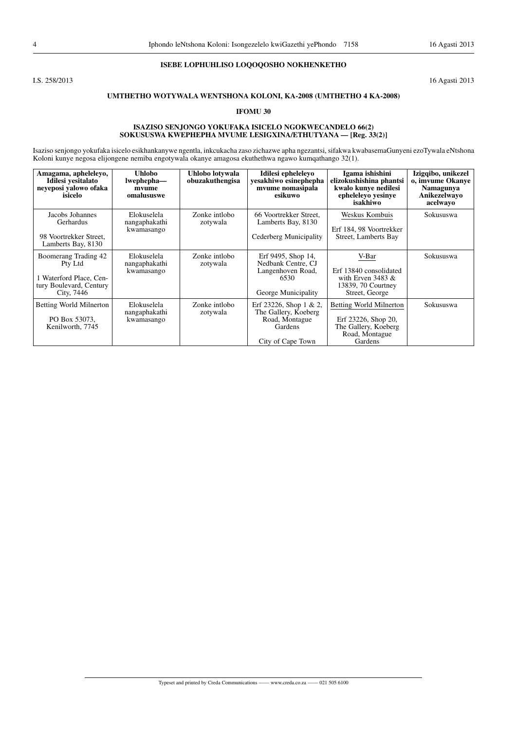## ISEBE LOPHUHLISO LOQOQOSHO NOKHENKETHO

I.S. 258/2013

16 Agasti 2013

### UMTHETHO WOTYWALA WENTSHONA KOLONI, KA-2008 (UMTHETHO 4 KA-2008)

### IFOMU 30

### ISAZISO SENJONGO YOKUFAKA ISICELO NGOKWECANDELO 66(2) SOKUSUSWA KWEPHEPHA MVUME LESIGXINA/ETHUTYANA — [Reg. 33(2)]

Isaziso senjongo yokufaka isicelo esikhankanywe ngentla, inkcukacha zaso zichazwe apha ngezantsi, sifakwa kwabasemaGunyeni ezoTywala eNtshona Koloni kunye negosa elijongene nemiba engotywala okanye amagosa ekuthethwa ngawo kumqathango 32(1).

| Amagama, apheleleyo, Idilesi yesitalato neyeposi yalowo ofaka isicelo | Uhlobo lwephepha—mvume omalususwe | Uhlobo lotywala obuzakuthengisa | Idilesi epheleleyo yesakhiwo esinephepha mvume nomasipala esikuwo | Igama ishishini elizokushishina phantsi kwalo kunye nedilesi epheleleyo yesinye isakhiwo | Izigqibo, unikezelo, imvume Okanye Namagunya Anikezelwayo acelwayo |
|---|---|---|---|---|---|
| Jacobs Johannes Gerhardus<br><br>98 Voortrekker Street, Lamberts Bay, 8130 | Elokuselela nangaphakathi kwamasango | Zonke intlobo zotywala | 66 Voortrekker Street, Lamberts Bay, 8130<br><br>Cederberg Municipality | Weskus Kombuis<br><br>Erf 184, 98 Voortrekker Street, Lamberts Bay | Sokususwa |
| Boomerang Trading 42 Pty Ltd<br><br>1 Waterford Place, Century Boulevard, Century City, 7446 | Elokuselela nangaphakathi kwamasango | Zonke intlobo zotywala | Erf 9495, Shop 14, Nedbank Centre, CJ Langenhoven Road, 6530<br><br>George Municipality | V-Bar<br><br>Erf 13840 consolidated with Erven 3483 & 13839, 70 Courtney Street, George | Sokususwa |
| Betting World Milnerton<br><br>PO Box 53073, Kenilworth, 7745 | Elokuselela nangaphakathi kwamasango | Zonke intlobo zotywala | Erf 23226, Shop 1 & 2, The Gallery, Koeberg Road, Montague Gardens<br><br>City of Cape Town | Betting World Milnerton<br><br>Erf 23226, Shop 20, The Gallery, Koeberg Road, Montague Gardens | Sokususwa |